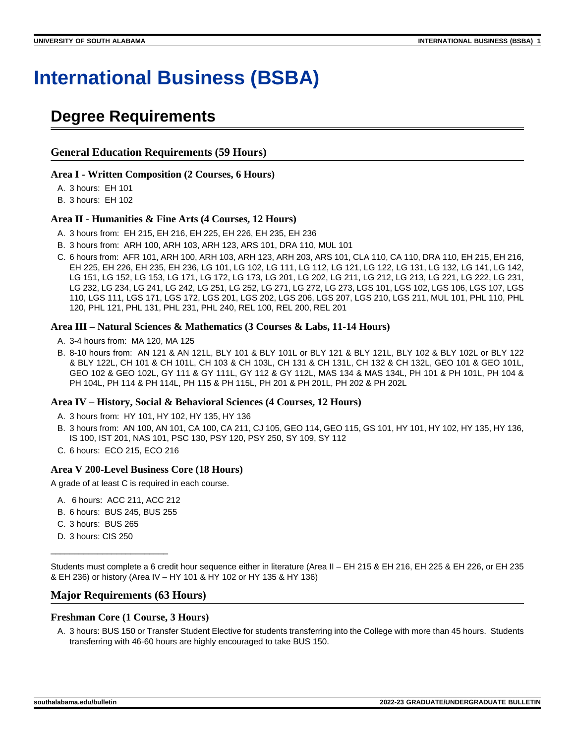# International Business (BSBA)

## Degree Requirements

### General Education Requirements (59 Hours)

#### Area I - Written Composition (2 Courses, 6 Hours)

A. 3 hours: EH 101
B. 3 hours: EH 102

#### Area II - Humanities & Fine Arts (4 Courses, 12 Hours)

A. 3 hours from: EH 215, EH 216, EH 225, EH 226, EH 235, EH 236
B. 3 hours from: ARH 100, ARH 103, ARH 123, ARS 101, DRA 110, MUL 101
C. 6 hours from: AFR 101, ARH 100, ARH 103, ARH 123, ARH 203, ARS 101, CLA 110, CA 110, DRA 110, EH 215, EH 216, EH 225, EH 226, EH 235, EH 236, LG 101, LG 102, LG 111, LG 112, LG 121, LG 122, LG 131, LG 132, LG 141, LG 142, LG 151, LG 152, LG 153, LG 171, LG 172, LG 173, LG 201, LG 202, LG 211, LG 212, LG 213, LG 221, LG 222, LG 231, LG 232, LG 234, LG 241, LG 242, LG 251, LG 252, LG 271, LG 272, LG 273, LGS 101, LGS 102, LGS 106, LGS 107, LGS 110, LGS 111, LGS 171, LGS 172, LGS 201, LGS 202, LGS 206, LGS 207, LGS 210, LGS 211, MUL 101, PHL 110, PHL 120, PHL 121, PHL 131, PHL 231, PHL 240, REL 100, REL 200, REL 201

#### Area III – Natural Sciences & Mathematics (3 Courses & Labs, 11-14 Hours)

A. 3-4 hours from: MA 120, MA 125
B. 8-10 hours from: AN 121 & AN 121L, BLY 101 & BLY 101L or BLY 121 & BLY 121L, BLY 102 & BLY 102L or BLY 122 & BLY 122L, CH 101 & CH 101L, CH 103 & CH 103L, CH 131 & CH 131L, CH 132 & CH 132L, GEO 101 & GEO 101L, GEO 102 & GEO 102L, GY 111 & GY 111L, GY 112 & GY 112L, MAS 134 & MAS 134L, PH 101 & PH 101L, PH 104 & PH 104L, PH 114 & PH 114L, PH 115 & PH 115L, PH 201 & PH 201L, PH 202 & PH 202L

#### Area IV – History, Social & Behavioral Sciences (4 Courses, 12 Hours)

A. 3 hours from: HY 101, HY 102, HY 135, HY 136
B. 3 hours from: AN 100, AN 101, CA 100, CA 211, CJ 105, GEO 114, GEO 115, GS 101, HY 101, HY 102, HY 135, HY 136, IS 100, IST 201, NAS 101, PSC 130, PSY 120, PSY 250, SY 109, SY 112
C. 6 hours: ECO 215, ECO 216

#### Area V 200-Level Business Core (18 Hours)

A grade of at least C is required in each course.

A. 6 hours: ACC 211, ACC 212
B. 6 hours: BUS 245, BUS 255
C. 3 hours: BUS 265
D. 3 hours: CIS 250

---

Students must complete a 6 credit hour sequence either in literature (Area II – EH 215 & EH 216, EH 225 & EH 226, or EH 235 & EH 236) or history (Area IV – HY 101 & HY 102 or HY 135 & HY 136)

### Major Requirements (63 Hours)

#### Freshman Core (1 Course, 3 Hours)

A. 3 hours: BUS 150 or Transfer Student Elective for students transferring into the College with more than 45 hours. Students transferring with 46-60 hours are highly encouraged to take BUS 150.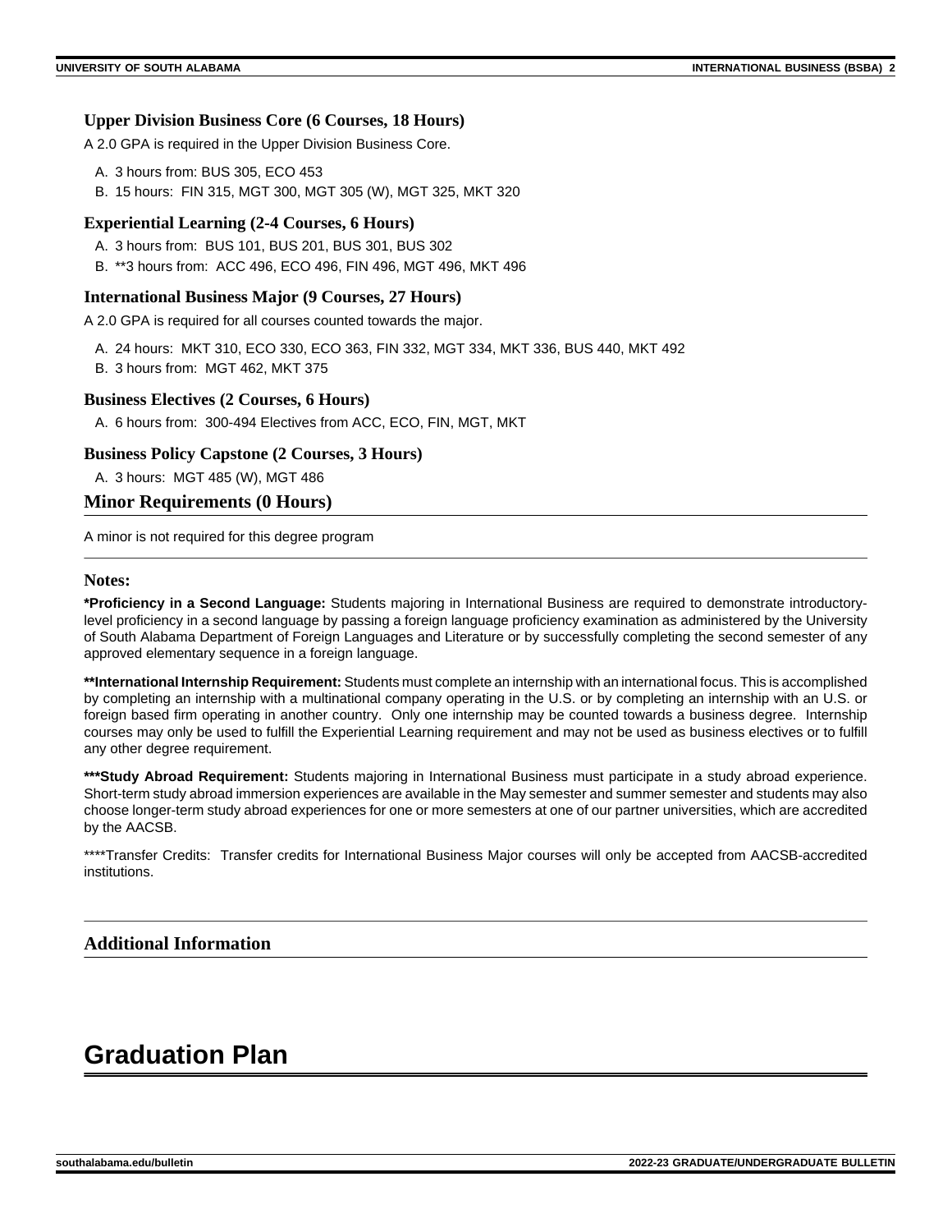### Upper Division Business Core (6 Courses, 18 Hours)

A 2.0 GPA is required in the Upper Division Business Core.

A. 3 hours from: BUS 305, ECO 453
B. 15 hours: FIN 315, MGT 300, MGT 305 (W), MGT 325, MKT 320

### Experiential Learning (2-4 Courses, 6 Hours)

A. 3 hours from: BUS 101, BUS 201, BUS 301, BUS 302
B. **3 hours from: ACC 496, ECO 496, FIN 496, MGT 496, MKT 496

### International Business Major (9 Courses, 27 Hours)

A 2.0 GPA is required for all courses counted towards the major.

A. 24 hours: MKT 310, ECO 330, ECO 363, FIN 332, MGT 334, MKT 336, BUS 440, MKT 492
B. 3 hours from: MGT 462, MKT 375

### Business Electives (2 Courses, 6 Hours)

A. 6 hours from: 300-494 Electives from ACC, ECO, FIN, MGT, MKT

### Business Policy Capstone (2 Courses, 3 Hours)

A. 3 hours: MGT 485 (W), MGT 486

## Minor Requirements (0 Hours)

A minor is not required for this degree program

### Notes:

**\*Proficiency in a Second Language:** Students majoring in International Business are required to demonstrate introductory-level proficiency in a second language by passing a foreign language proficiency examination as administered by the University of South Alabama Department of Foreign Languages and Literature or by successfully completing the second semester of any approved elementary sequence in a foreign language.

**\*\*International Internship Requirement:** Students must complete an internship with an international focus. This is accomplished by completing an internship with a multinational company operating in the U.S. or by completing an internship with an U.S. or foreign based firm operating in another country. Only one internship may be counted towards a business degree. Internship courses may only be used to fulfill the Experiential Learning requirement and may not be used as business electives or to fulfill any other degree requirement.

**\*\*\*Study Abroad Requirement:** Students majoring in International Business must participate in a study abroad experience. Short-term study abroad immersion experiences are available in the May semester and summer semester and students may also choose longer-term study abroad experiences for one or more semesters at one of our partner universities, which are accredited by the AACSB.

****Transfer Credits: Transfer credits for International Business Major courses will only be accepted from AACSB-accredited institutions.

## Additional Information

# Graduation Plan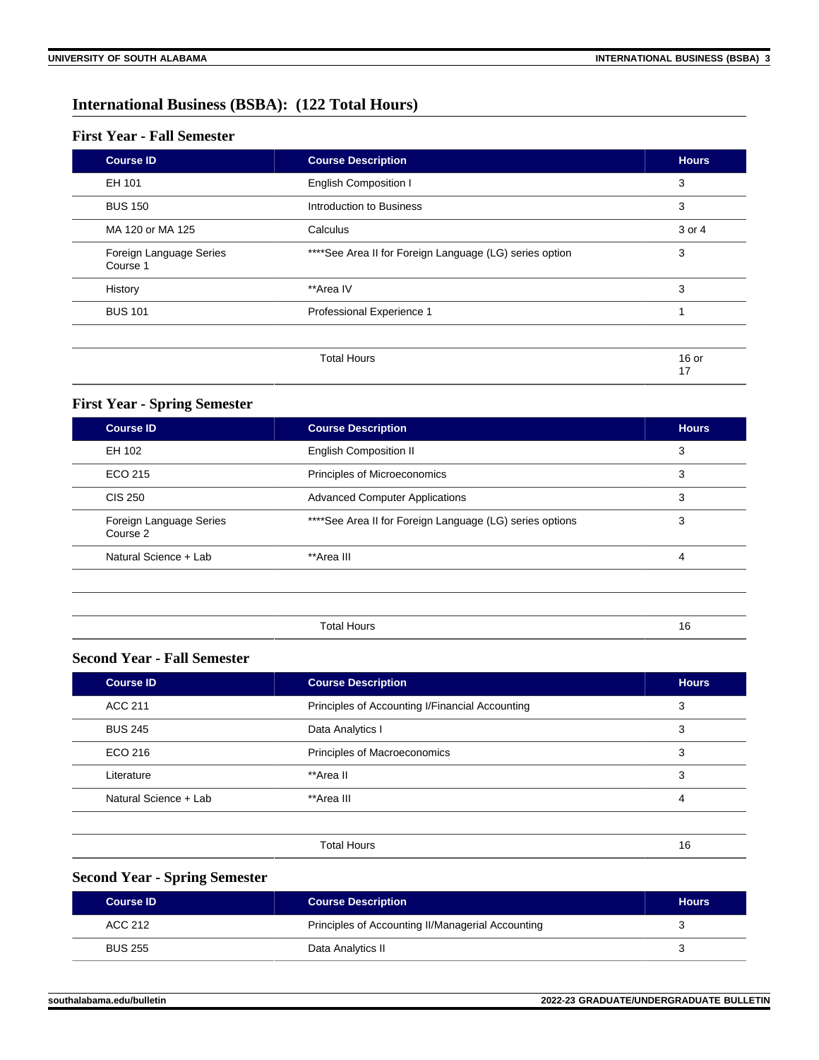## International Business (BSBA): (122 Total Hours)

### First Year - Fall Semester

| Course ID | Course Description | Hours |
|---|---|---|
| EH 101 | English Composition I | 3 |
| BUS 150 | Introduction to Business | 3 |
| MA 120 or MA 125 | Calculus | 3 or 4 |
| Foreign Language Series Course 1 | ****See Area II for Foreign Language (LG) series option | 3 |
| History | **Area IV | 3 |
| BUS 101 | Professional Experience 1 | 1 |
| | | |
| | Total Hours | 16 or 17 |

### First Year - Spring Semester

| Course ID | Course Description | Hours |
|---|---|---|
| EH 102 | English Composition II | 3 |
| ECO 215 | Principles of Microeconomics | 3 |
| CIS 250 | Advanced Computer Applications | 3 |
| Foreign Language Series Course 2 | ****See Area II for Foreign Language (LG) series options | 3 |
| Natural Science + Lab | **Area III | 4 |
| | | |
| | | |
| | Total Hours | 16 |

### Second Year - Fall Semester

| Course ID | Course Description | Hours |
|---|---|---|
| ACC 211 | Principles of Accounting I/Financial Accounting | 3 |
| BUS 245 | Data Analytics I | 3 |
| ECO 216 | Principles of Macroeconomics | 3 |
| Literature | **Area II | 3 |
| Natural Science + Lab | **Area III | 4 |
| | | |
| | Total Hours | 16 |

### Second Year - Spring Semester

| Course ID | Course Description | Hours |
|---|---|---|
| ACC 212 | Principles of Accounting II/Managerial Accounting | 3 |
| BUS 255 | Data Analytics II | 3 |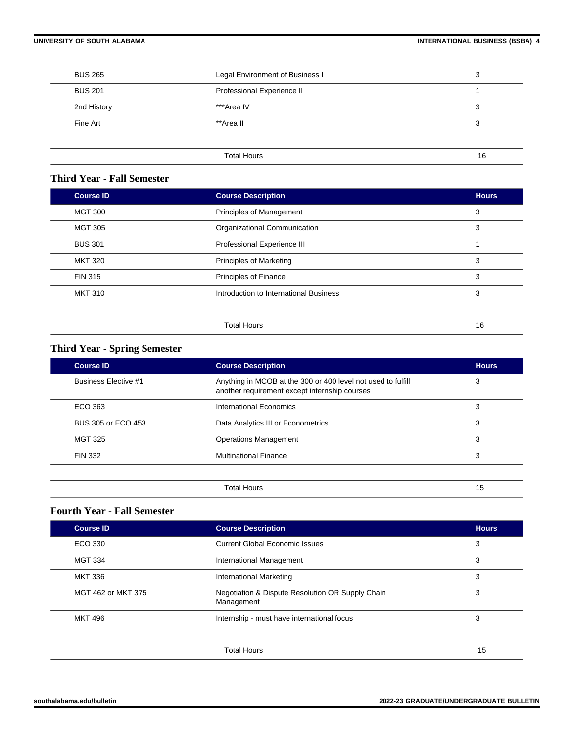| | | |
|---|---|---|
| BUS 265 | Legal Environment of Business I | 3 |
| BUS 201 | Professional Experience II | 1 |
| 2nd History | ***Area IV | 3 |
| Fine Art | **Area II | 3 |
| | | |
| | Total Hours | 16 |

### Third Year - Fall Semester

| Course ID | Course Description | Hours |
|---|---|---|
| MGT 300 | Principles of Management | 3 |
| MGT 305 | Organizational Communication | 3 |
| BUS 301 | Professional Experience III | 1 |
| MKT 320 | Principles of Marketing | 3 |
| FIN 315 | Principles of Finance | 3 |
| MKT 310 | Introduction to International Business | 3 |
| | | |
| | Total Hours | 16 |

### Third Year - Spring Semester

| Course ID | Course Description | Hours |
|---|---|---|
| Business Elective #1 | Anything in MCOB at the 300 or 400 level not used to fulfill another requirement except internship courses | 3 |
| ECO 363 | International Economics | 3 |
| BUS 305 or ECO 453 | Data Analytics III or Econometrics | 3 |
| MGT 325 | Operations Management | 3 |
| FIN 332 | Multinational Finance | 3 |
| | | |
| | Total Hours | 15 |

### Fourth Year - Fall Semester

| Course ID | Course Description | Hours |
|---|---|---|
| ECO 330 | Current Global Economic Issues | 3 |
| MGT 334 | International Management | 3 |
| MKT 336 | International Marketing | 3 |
| MGT 462 or MKT 375 | Negotiation & Dispute Resolution OR Supply Chain Management | 3 |
| MKT 496 | Internship - must have international focus | 3 |
| | | |
| | Total Hours | 15 |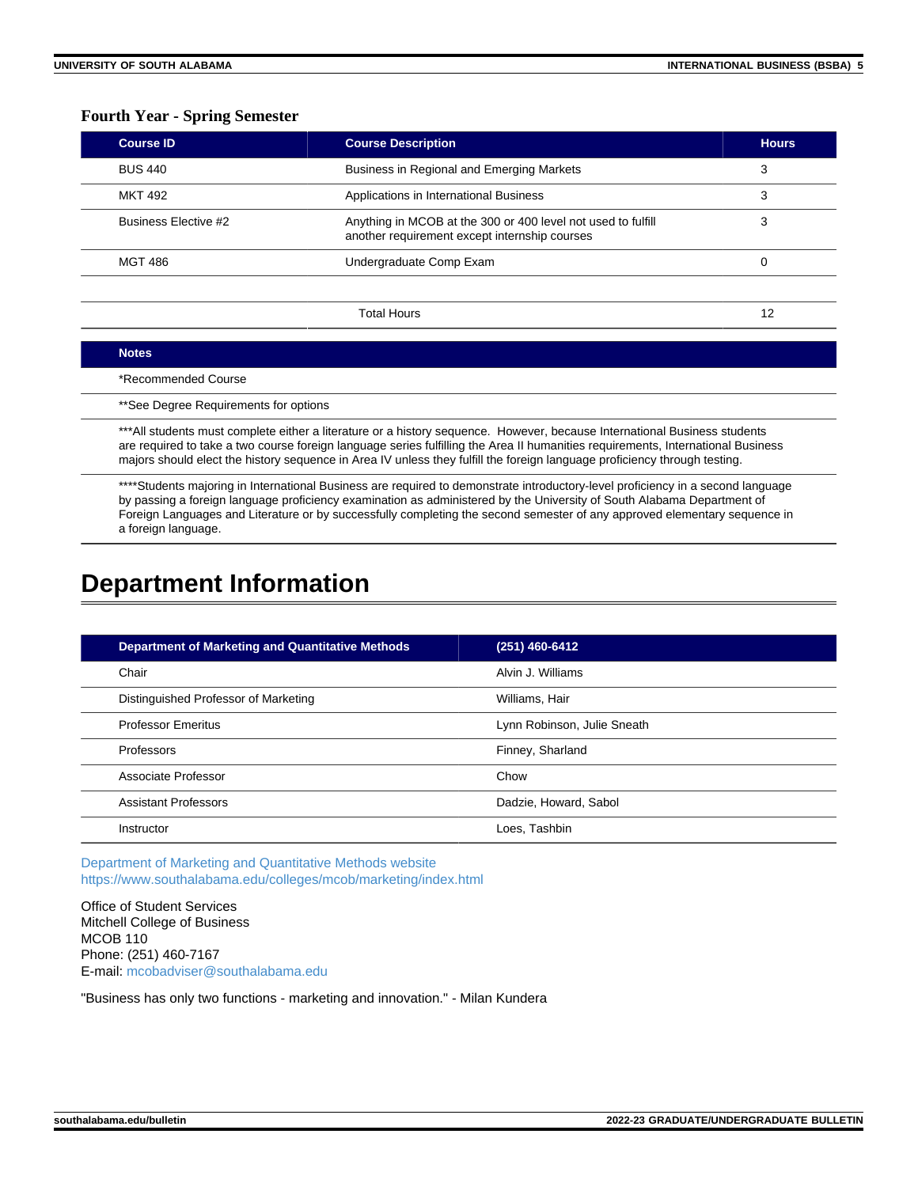### Fourth Year - Spring Semester

| Course ID | Course Description | Hours |
|---|---|---|
| BUS 440 | Business in Regional and Emerging Markets | 3 |
| MKT 492 | Applications in International Business | 3 |
| Business Elective #2 | Anything in MCOB at the 300 or 400 level not used to fulfill another requirement except internship courses | 3 |
| MGT 486 | Undergraduate Comp Exam | 0 |
| | | |
| | Total Hours | 12 |

| Notes |
|---|
| *Recommended Course |
| **See Degree Requirements for options |
| ***All students must complete either a literature or a history sequence. However, because International Business students are required to take a two course foreign language series fulfilling the Area II humanities requirements, International Business majors should elect the history sequence in Area IV unless they fulfill the foreign language proficiency through testing. |
| ****Students majoring in International Business are required to demonstrate introductory-level proficiency in a second language by passing a foreign language proficiency examination as administered by the University of South Alabama Department of Foreign Languages and Literature or by successfully completing the second semester of any approved elementary sequence in a foreign language. |

# Department Information

| Department of Marketing and Quantitative Methods | (251) 460-6412 |
|---|---|
| Chair | Alvin J. Williams |
| Distinguished Professor of Marketing | Williams, Hair |
| Professor Emeritus | Lynn Robinson, Julie Sneath |
| Professors | Finney, Sharland |
| Associate Professor | Chow |
| Assistant Professors | Dadzie, Howard, Sabol |
| Instructor | Loes, Tashbin |

Department of Marketing and Quantitative Methods website
https://www.southalabama.edu/colleges/mcob/marketing/index.html

Office of Student Services
Mitchell College of Business
MCOB 110
Phone: (251) 460-7167
E-mail: mcobadviser@southalabama.edu

"Business has only two functions - marketing and innovation." - Milan Kundera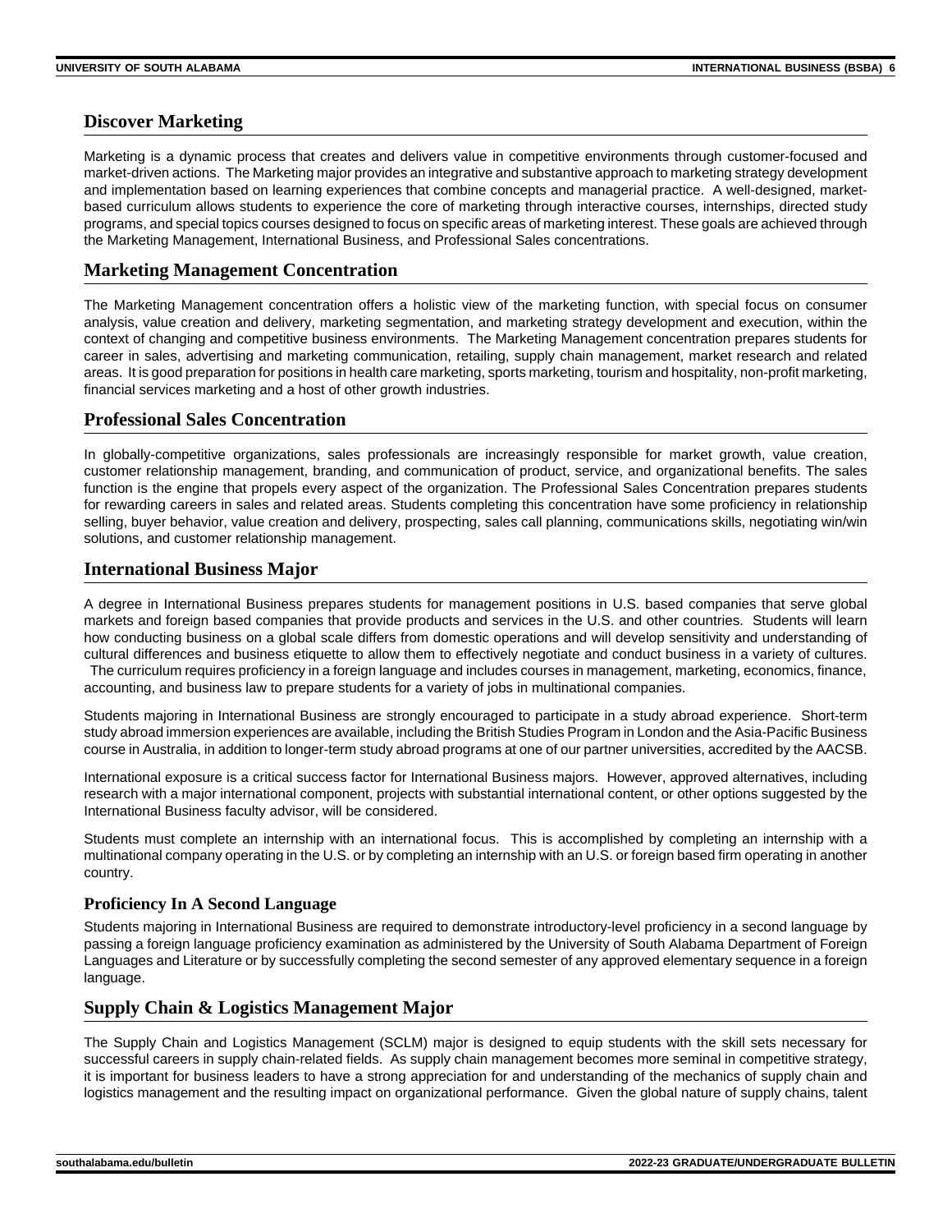## Discover Marketing

Marketing is a dynamic process that creates and delivers value in competitive environments through customer-focused and market-driven actions. The Marketing major provides an integrative and substantive approach to marketing strategy development and implementation based on learning experiences that combine concepts and managerial practice. A well-designed, market-based curriculum allows students to experience the core of marketing through interactive courses, internships, directed study programs, and special topics courses designed to focus on specific areas of marketing interest. These goals are achieved through the Marketing Management, International Business, and Professional Sales concentrations.

## Marketing Management Concentration

The Marketing Management concentration offers a holistic view of the marketing function, with special focus on consumer analysis, value creation and delivery, marketing segmentation, and marketing strategy development and execution, within the context of changing and competitive business environments. The Marketing Management concentration prepares students for career in sales, advertising and marketing communication, retailing, supply chain management, market research and related areas. It is good preparation for positions in health care marketing, sports marketing, tourism and hospitality, non-profit marketing, financial services marketing and a host of other growth industries.

## Professional Sales Concentration

In globally-competitive organizations, sales professionals are increasingly responsible for market growth, value creation, customer relationship management, branding, and communication of product, service, and organizational benefits. The sales function is the engine that propels every aspect of the organization. The Professional Sales Concentration prepares students for rewarding careers in sales and related areas. Students completing this concentration have some proficiency in relationship selling, buyer behavior, value creation and delivery, prospecting, sales call planning, communications skills, negotiating win/win solutions, and customer relationship management.

## International Business Major

A degree in International Business prepares students for management positions in U.S. based companies that serve global markets and foreign based companies that provide products and services in the U.S. and other countries. Students will learn how conducting business on a global scale differs from domestic operations and will develop sensitivity and understanding of cultural differences and business etiquette to allow them to effectively negotiate and conduct business in a variety of cultures. The curriculum requires proficiency in a foreign language and includes courses in management, marketing, economics, finance, accounting, and business law to prepare students for a variety of jobs in multinational companies.

Students majoring in International Business are strongly encouraged to participate in a study abroad experience. Short-term study abroad immersion experiences are available, including the British Studies Program in London and the Asia-Pacific Business course in Australia, in addition to longer-term study abroad programs at one of our partner universities, accredited by the AACSB.

International exposure is a critical success factor for International Business majors. However, approved alternatives, including research with a major international component, projects with substantial international content, or other options suggested by the International Business faculty advisor, will be considered.

Students must complete an internship with an international focus. This is accomplished by completing an internship with a multinational company operating in the U.S. or by completing an internship with an U.S. or foreign based firm operating in another country.

### Proficiency In A Second Language

Students majoring in International Business are required to demonstrate introductory-level proficiency in a second language by passing a foreign language proficiency examination as administered by the University of South Alabama Department of Foreign Languages and Literature or by successfully completing the second semester of any approved elementary sequence in a foreign language.

## Supply Chain & Logistics Management Major

The Supply Chain and Logistics Management (SCLM) major is designed to equip students with the skill sets necessary for successful careers in supply chain-related fields. As supply chain management becomes more seminal in competitive strategy, it is important for business leaders to have a strong appreciation for and understanding of the mechanics of supply chain and logistics management and the resulting impact on organizational performance. Given the global nature of supply chains, talent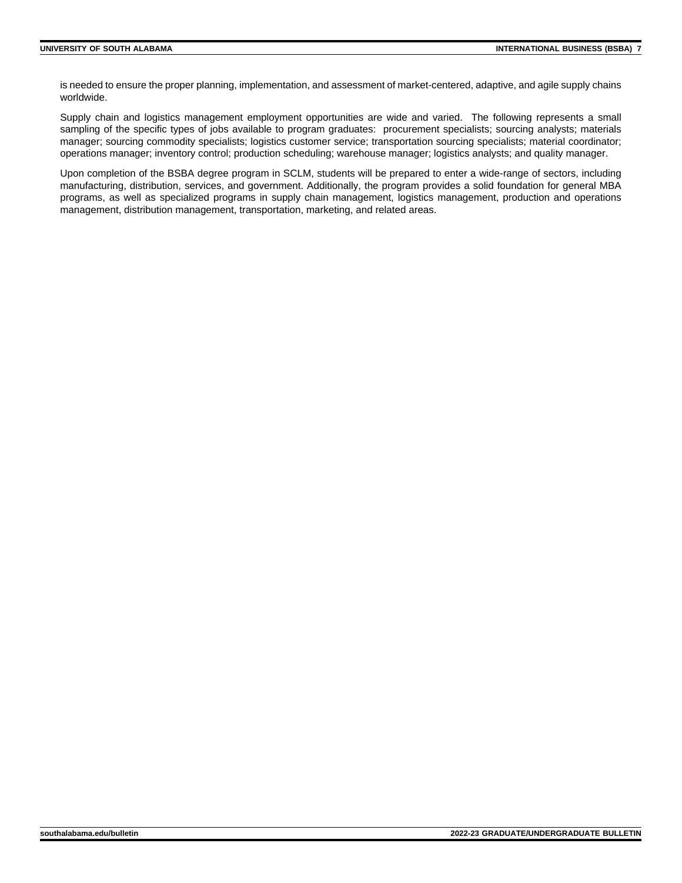is needed to ensure the proper planning, implementation, and assessment of market-centered, adaptive, and agile supply chains worldwide.

Supply chain and logistics management employment opportunities are wide and varied. The following represents a small sampling of the specific types of jobs available to program graduates: procurement specialists; sourcing analysts; materials manager; sourcing commodity specialists; logistics customer service; transportation sourcing specialists; material coordinator; operations manager; inventory control; production scheduling; warehouse manager; logistics analysts; and quality manager.

Upon completion of the BSBA degree program in SCLM, students will be prepared to enter a wide-range of sectors, including manufacturing, distribution, services, and government. Additionally, the program provides a solid foundation for general MBA programs, as well as specialized programs in supply chain management, logistics management, production and operations management, distribution management, transportation, marketing, and related areas.